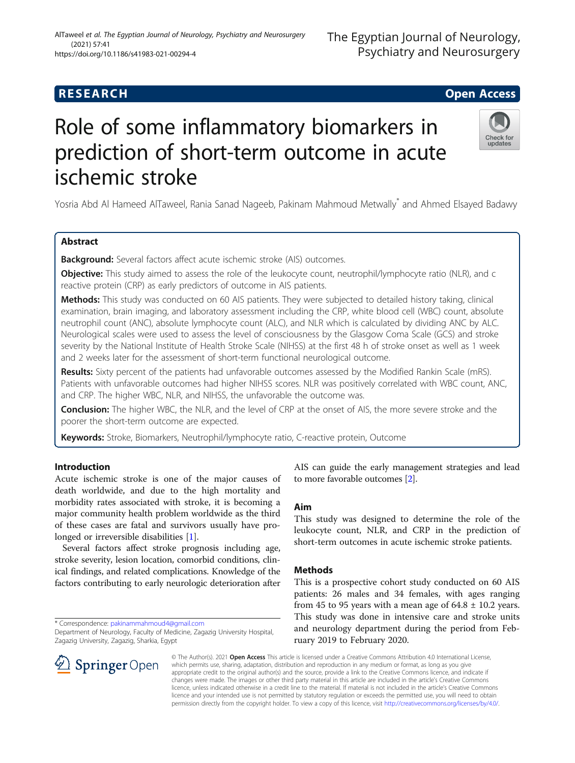RESEARCH

Open Access

# Role of some inflammatory biomarkers in prediction of short-term outcome in acute ischemic stroke

Yosria Abd Al Hameed AlTaweel, Rania Sanad Nageeb, Pakinam Mahmoud Metwally* and Ahmed Elsayed Badawy

## Abstract

**Background:** Several factors affect acute ischemic stroke (AIS) outcomes.

**Objective:** This study aimed to assess the role of the leukocyte count, neutrophil/lymphocyte ratio (NLR), and c reactive protein (CRP) as early predictors of outcome in AIS patients.

**Methods:** This study was conducted on 60 AIS patients. They were subjected to detailed history taking, clinical examination, brain imaging, and laboratory assessment including the CRP, white blood cell (WBC) count, absolute neutrophil count (ANC), absolute lymphocyte count (ALC), and NLR which is calculated by dividing ANC by ALC. Neurological scales were used to assess the level of consciousness by the Glasgow Coma Scale (GCS) and stroke severity by the National Institute of Health Stroke Scale (NIHSS) at the first 48 h of stroke onset as well as 1 week and 2 weeks later for the assessment of short-term functional neurological outcome.

**Results:** Sixty percent of the patients had unfavorable outcomes assessed by the Modified Rankin Scale (mRS). Patients with unfavorable outcomes had higher NIHSS scores. NLR was positively correlated with WBC count, ANC, and CRP. The higher WBC, NLR, and NIHSS, the unfavorable the outcome was.

**Conclusion:** The higher WBC, the NLR, and the level of CRP at the onset of AIS, the more severe stroke and the poorer the short-term outcome are expected.

**Keywords:** Stroke, Biomarkers, Neutrophil/lymphocyte ratio, C-reactive protein, Outcome

## Introduction

Acute ischemic stroke is one of the major causes of death worldwide, and due to the high mortality and morbidity rates associated with stroke, it is becoming a major community health problem worldwide as the third of these cases are fatal and survivors usually have prolonged or irreversible disabilities [1].

Several factors affect stroke prognosis including age, stroke severity, lesion location, comorbid conditions, clinical findings, and related complications. Knowledge of the factors contributing to early neurologic deterioration after AIS can guide the early management strategies and lead to more favorable outcomes [2].

## Aim

This study was designed to determine the role of the leukocyte count, NLR, and CRP in the prediction of short-term outcomes in acute ischemic stroke patients.

## Methods

This is a prospective cohort study conducted on 60 AIS patients: 26 males and 34 females, with ages ranging from 45 to 95 years with a mean age of 64.8 ± 10.2 years. This study was done in intensive care and stroke units and neurology department during the period from February 2019 to February 2020.

* Correspondence: pakinammahmoud4@gmail.com
Department of Neurology, Faculty of Medicine, Zagazig University Hospital, Zagazig University, Zagazig, Sharkia, Egypt

© The Author(s). 2021 **Open Access** This article is licensed under a Creative Commons Attribution 4.0 International License, which permits use, sharing, adaptation, distribution and reproduction in any medium or format, as long as you give appropriate credit to the original author(s) and the source, provide a link to the Creative Commons licence, and indicate if changes were made. The images or other third party material in this article are included in the article's Creative Commons licence, unless indicated otherwise in a credit line to the material. If material is not included in the article's Creative Commons licence and your intended use is not permitted by statutory regulation or exceeds the permitted use, you will need to obtain permission directly from the copyright holder. To view a copy of this licence, visit http://creativecommons.org/licenses/by/4.0/.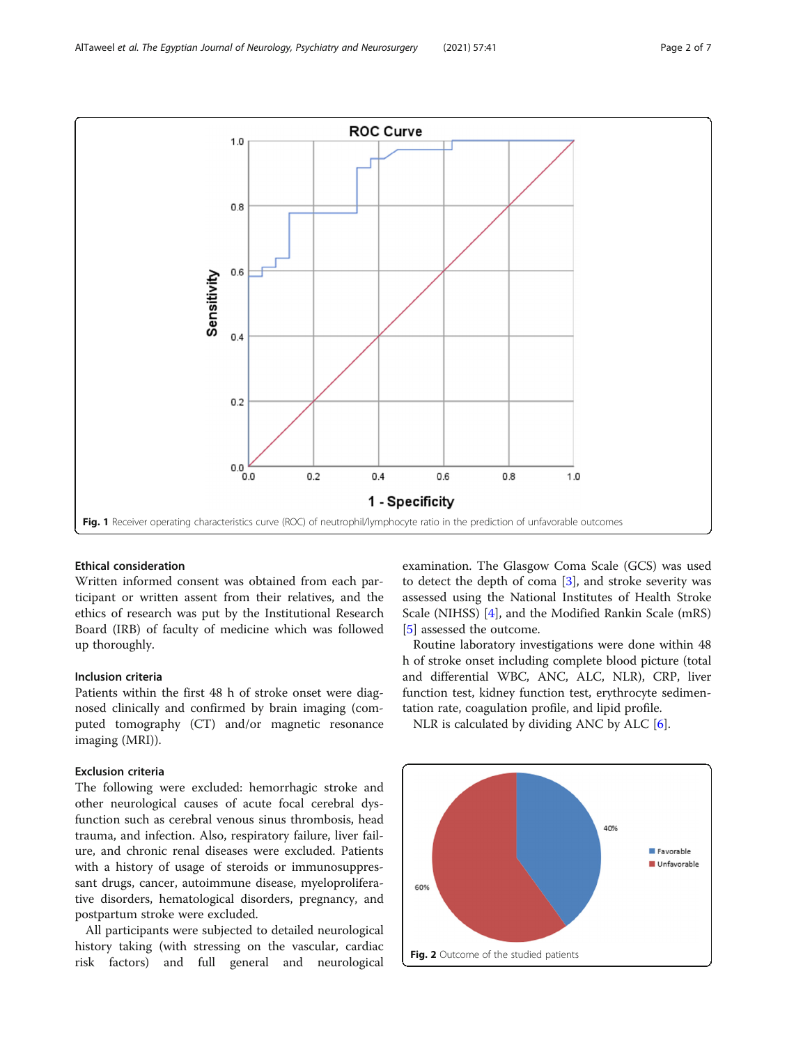Fig. 1 Receiver operating characteristics curve (ROC) of neutrophil/lymphocyte ratio in the prediction of unfavorable outcomes

### Ethical consideration

Written informed consent was obtained from each participant or written assent from their relatives, and the ethics of research was put by the Institutional Research Board (IRB) of faculty of medicine which was followed up thoroughly.

### Inclusion criteria

Patients within the first 48 h of stroke onset were diagnosed clinically and confirmed by brain imaging (computed tomography (CT) and/or magnetic resonance imaging (MRI)).

### Exclusion criteria

The following were excluded: hemorrhagic stroke and other neurological causes of acute focal cerebral dysfunction such as cerebral venous sinus thrombosis, head trauma, and infection. Also, respiratory failure, liver failure, and chronic renal diseases were excluded. Patients with a history of usage of steroids or immunosuppressant drugs, cancer, autoimmune disease, myeloproliferative disorders, hematological disorders, pregnancy, and postpartum stroke were excluded.

All participants were subjected to detailed neurological history taking (with stressing on the vascular, cardiac risk factors) and full general and neurological examination. The Glasgow Coma Scale (GCS) was used to detect the depth of coma [3], and stroke severity was assessed using the National Institutes of Health Stroke Scale (NIHSS) [4], and the Modified Rankin Scale (mRS) [5] assessed the outcome.

Routine laboratory investigations were done within 48 h of stroke onset including complete blood picture (total and differential WBC, ANC, ALC, NLR), CRP, liver function test, kidney function test, erythrocyte sedimentation rate, coagulation profile, and lipid profile.

NLR is calculated by dividing ANC by ALC [6].

Fig. 2 Outcome of the studied patients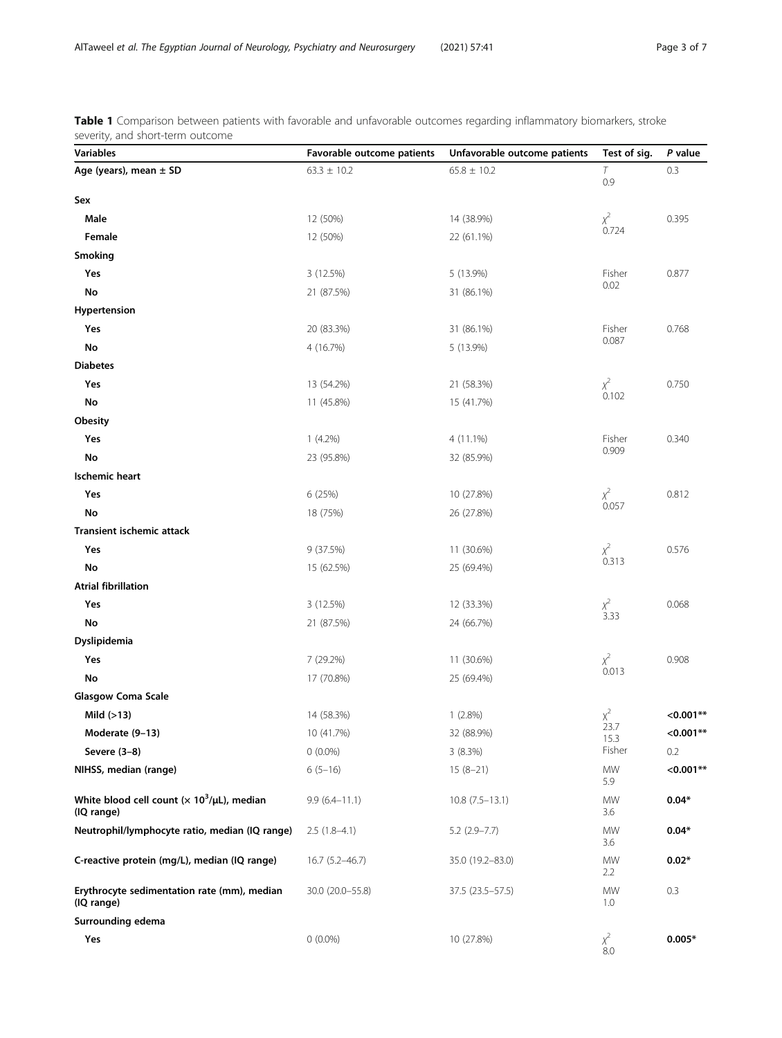**Table 1** Comparison between patients with favorable and unfavorable outcomes regarding inflammatory biomarkers, stroke severity, and short-term outcome

| Variables | Favorable outcome patients | Unfavorable outcome patients | Test of sig. | *P* value |
|---|---|---|---|---|
| **Age (years), mean ± SD** | 63.3 ± 10.2 | 65.8 ± 10.2 | *T* 0.9 | 0.3 |
| **Sex** | | | | |
| **Male** | 12 (50%) | 14 (38.9%) | $\chi^2$ 0.724 | 0.395 |
| **Female** | 12 (50%) | 22 (61.1%) | | |
| **Smoking** | | | | |
| **Yes** | 3 (12.5%) | 5 (13.9%) | Fisher 0.02 | 0.877 |
| **No** | 21 (87.5%) | 31 (86.1%) | | |
| **Hypertension** | | | | |
| **Yes** | 20 (83.3%) | 31 (86.1%) | Fisher 0.087 | 0.768 |
| **No** | 4 (16.7%) | 5 (13.9%) | | |
| **Diabetes** | | | | |
| **Yes** | 13 (54.2%) | 21 (58.3%) | $\chi^2$ 0.102 | 0.750 |
| **No** | 11 (45.8%) | 15 (41.7%) | | |
| **Obesity** | | | | |
| **Yes** | 1 (4.2%) | 4 (11.1%) | Fisher 0.909 | 0.340 |
| **No** | 23 (95.8%) | 32 (85.9%) | | |
| **Ischemic heart** | | | | |
| **Yes** | 6 (25%) | 10 (27.8%) | $\chi^2$ 0.057 | 0.812 |
| **No** | 18 (75%) | 26 (27.8%) | | |
| **Transient ischemic attack** | | | | |
| **Yes** | 9 (37.5%) | 11 (30.6%) | $\chi^2$ 0.313 | 0.576 |
| **No** | 15 (62.5%) | 25 (69.4%) | | |
| **Atrial fibrillation** | | | | |
| **Yes** | 3 (12.5%) | 12 (33.3%) | $\chi^2$ 3.33 | 0.068 |
| **No** | 21 (87.5%) | 24 (66.7%) | | |
| **Dyslipidemia** | | | | |
| **Yes** | 7 (29.2%) | 11 (30.6%) | $\chi^2$ 0.013 | 0.908 |
| **No** | 17 (70.8%) | 25 (69.4%) | | |
| **Glasgow Coma Scale** | | | | |
| **Mild (>13)** | 14 (58.3%) | 1 (2.8%) | $\chi^2$ 23.7 | **<0.001**** |
| **Moderate (9–13)** | 10 (41.7%) | 32 (88.9%) | 15.3 | **<0.001**** |
| **Severe (3–8)** | 0 (0.0%) | 3 (8.3%) | Fisher | 0.2 |
| **NIHSS, median (range)** | 6 (5–16) | 15 (8–21) | MW 5.9 | **<0.001**** |
| **White blood cell count (× $10^3$/μL), median (IQ range)** | 9.9 (6.4–11.1) | 10.8 (7.5–13.1) | MW 3.6 | **0.04*** |
| **Neutrophil/lymphocyte ratio, median (IQ range)** | 2.5 (1.8–4.1) | 5.2 (2.9–7.7) | MW 3.6 | **0.04*** |
| **C-reactive protein (mg/L), median (IQ range)** | 16.7 (5.2–46.7) | 35.0 (19.2–83.0) | MW 2.2 | **0.02*** |
| **Erythrocyte sedimentation rate (mm), median (IQ range)** | 30.0 (20.0–55.8) | 37.5 (23.5–57.5) | MW 1.0 | 0.3 |
| **Surrounding edema** | | | | |
| **Yes** | 0 (0.0%) | 10 (27.8%) | $\chi^2$ 8.0 | **0.005*** |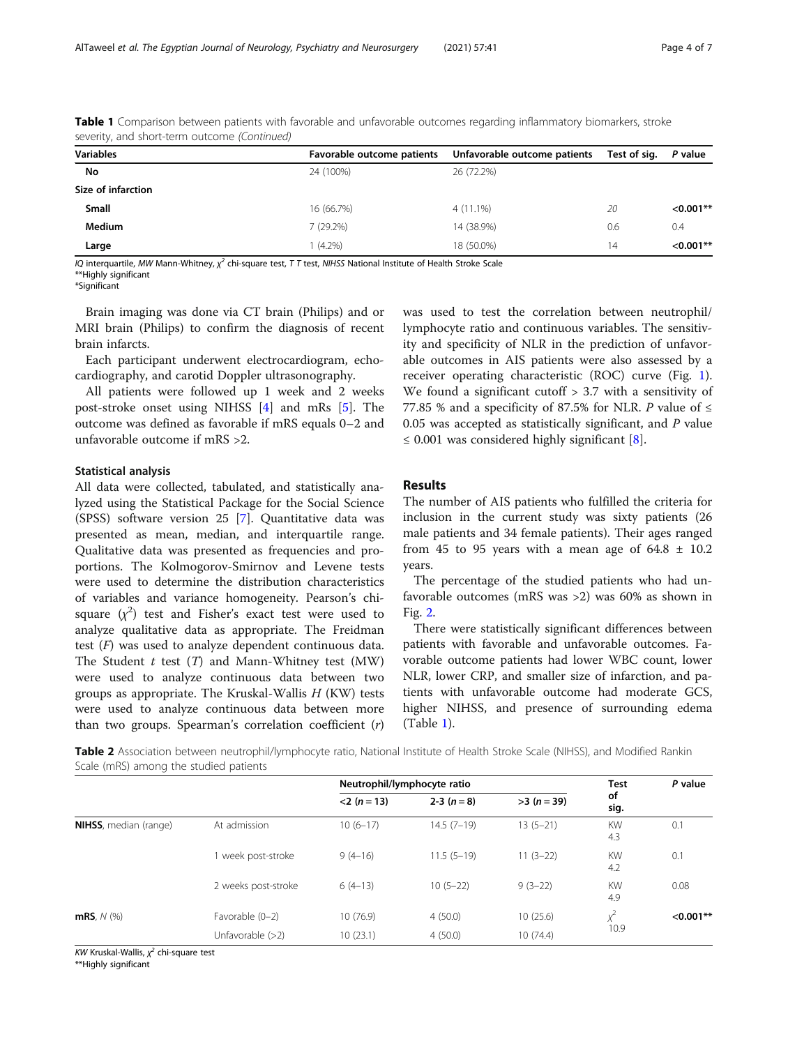**Table 1** Comparison between patients with favorable and unfavorable outcomes regarding inflammatory biomarkers, stroke severity, and short-term outcome *(Continued)*

| Variables | Favorable outcome patients | Unfavorable outcome patients | Test of sig. | *P* value |
|---|---|---|---|---|
| **No** | 24 (100%) | 26 (72.2%) | | |
| **Size of infarction** | | | | |
| **Small** | 16 (66.7%) | 4 (11.1%) | 20 | **<0.001**** |
| **Medium** | 7 (29.2%) | 14 (38.9%) | 0.6 | 0.4 |
| **Large** | 1 (4.2%) | 18 (50.0%) | 14 | **<0.001**** |

*IQ* interquartile, *MW* Mann-Whitney, $\chi^2$ chi-square test, *T T* test, *NIHSS* National Institute of Health Stroke Scale
**Highly significant
*Significant

Brain imaging was done via CT brain (Philips) and or MRI brain (Philips) to confirm the diagnosis of recent brain infarcts.

Each participant underwent electrocardiogram, echocardiography, and carotid Doppler ultrasonography.

All patients were followed up 1 week and 2 weeks post-stroke onset using NIHSS [4] and mRs [5]. The outcome was defined as favorable if mRS equals 0–2 and unfavorable outcome if mRS >2.

### Statistical analysis

All data were collected, tabulated, and statistically analyzed using the Statistical Package for the Social Science (SPSS) software version 25 [7]. Quantitative data was presented as mean, median, and interquartile range. Qualitative data was presented as frequencies and proportions. The Kolmogorov-Smirnov and Levene tests were used to determine the distribution characteristics of variables and variance homogeneity. Pearson's chi-square ($\chi^2$) test and Fisher's exact test were used to analyze qualitative data as appropriate. The Freidman test (*F*) was used to analyze dependent continuous data. The Student *t* test (*T*) and Mann-Whitney test (MW) were used to analyze continuous data between two groups as appropriate. The Kruskal-Wallis *H* (KW) tests were used to analyze continuous data between more than two groups. Spearman's correlation coefficient (*r*) was used to test the correlation between neutrophil/lymphocyte ratio and continuous variables. The sensitivity and specificity of NLR in the prediction of unfavorable outcomes in AIS patients were also assessed by a receiver operating characteristic (ROC) curve (Fig. 1). We found a significant cutoff > 3.7 with a sensitivity of 77.85 % and a specificity of 87.5% for NLR. *P* value of ≤ 0.05 was accepted as statistically significant, and *P* value ≤ 0.001 was considered highly significant [8].

## Results

The number of AIS patients who fulfilled the criteria for inclusion in the current study was sixty patients (26 male patients and 34 female patients). Their ages ranged from 45 to 95 years with a mean age of 64.8 ± 10.2 years.

The percentage of the studied patients who had unfavorable outcomes (mRS was >2) was 60% as shown in Fig. 2.

There were statistically significant differences between patients with favorable and unfavorable outcomes. Favorable outcome patients had lower WBC count, lower NLR, lower CRP, and smaller size of infarction, and patients with unfavorable outcome had moderate GCS, higher NIHSS, and presence of surrounding edema (Table 1).

**Table 2** Association between neutrophil/lymphocyte ratio, National Institute of Health Stroke Scale (NIHSS), and Modified Rankin Scale (mRS) among the studied patients

| | | Neutrophil/lymphocyte ratio | | | Test of sig. | *P* value |
|---|---|---|---|---|---|---|
| | | <2 (*n* = 13) | 2-3 (*n* = 8) | >3 (*n* = 39) | | |
| **NIHSS**, median (range) | At admission | 10 (6–17) | 14.5 (7–19) | 13 (5–21) | KW 4.3 | 0.1 |
| | 1 week post-stroke | 9 (4–16) | 11.5 (5–19) | 11 (3–22) | KW 4.2 | 0.1 |
| | 2 weeks post-stroke | 6 (4–13) | 10 (5–22) | 9 (3–22) | KW 4.9 | 0.08 |
| **mRS**, *N* (%) | Favorable (0–2) | 10 (76.9) | 4 (50.0) | 10 (25.6) | $\chi^2$ 10.9 | **<0.001**** |
| | Unfavorable (>2) | 10 (23.1) | 4 (50.0) | 10 (74.4) | | |

*KW* Kruskal-Wallis, $\chi^2$ chi-square test
**Highly significant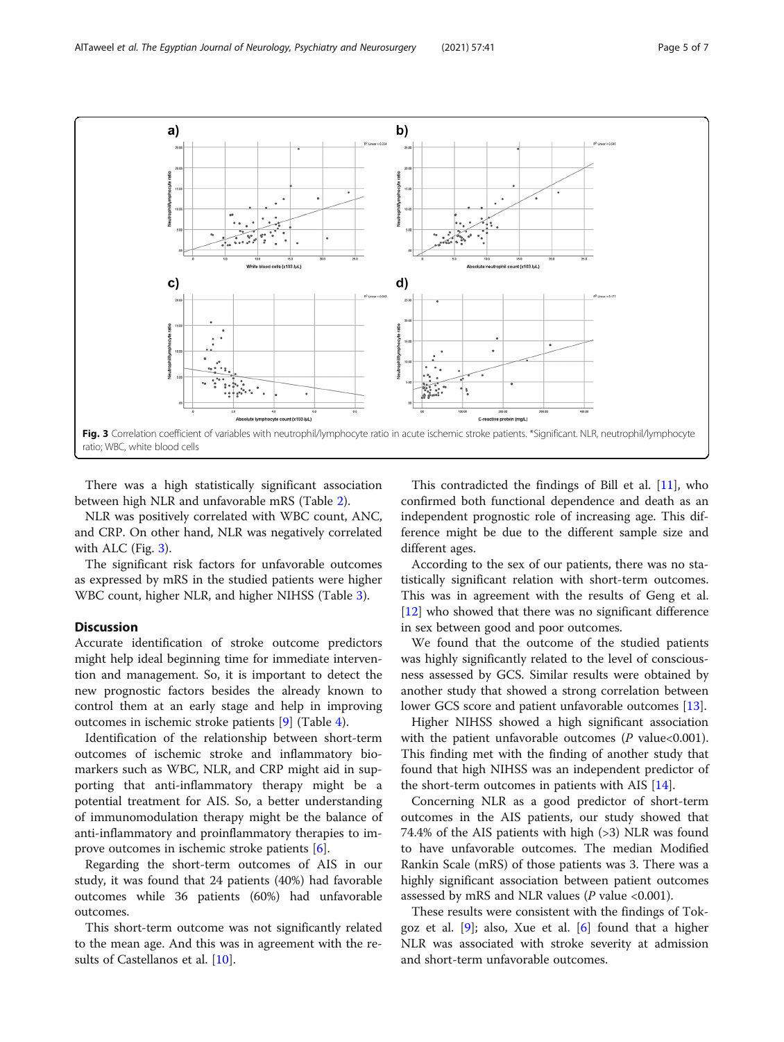Fig. 3 Correlation coefficient of variables with neutrophil/lymphocyte ratio in acute ischemic stroke patients. *Significant. NLR, neutrophil/lymphocyte ratio; WBC, white blood cells

There was a high statistically significant association between high NLR and unfavorable mRS (Table 2).

NLR was positively correlated with WBC count, ANC, and CRP. On other hand, NLR was negatively correlated with ALC (Fig. 3).

The significant risk factors for unfavorable outcomes as expressed by mRS in the studied patients were higher WBC count, higher NLR, and higher NIHSS (Table 3).

## Discussion

Accurate identification of stroke outcome predictors might help ideal beginning time for immediate intervention and management. So, it is important to detect the new prognostic factors besides the already known to control them at an early stage and help in improving outcomes in ischemic stroke patients [9] (Table 4).

Identification of the relationship between short-term outcomes of ischemic stroke and inflammatory biomarkers such as WBC, NLR, and CRP might aid in supporting that anti-inflammatory therapy might be a potential treatment for AIS. So, a better understanding of immunomodulation therapy might be the balance of anti-inflammatory and proinflammatory therapies to improve outcomes in ischemic stroke patients [6].

Regarding the short-term outcomes of AIS in our study, it was found that 24 patients (40%) had favorable outcomes while 36 patients (60%) had unfavorable outcomes.

This short-term outcome was not significantly related to the mean age. And this was in agreement with the results of Castellanos et al. [10].

This contradicted the findings of Bill et al. [11], who confirmed both functional dependence and death as an independent prognostic role of increasing age. This difference might be due to the different sample size and different ages.

According to the sex of our patients, there was no statistically significant relation with short-term outcomes. This was in agreement with the results of Geng et al. [12] who showed that there was no significant difference in sex between good and poor outcomes.

We found that the outcome of the studied patients was highly significantly related to the level of consciousness assessed by GCS. Similar results were obtained by another study that showed a strong correlation between lower GCS score and patient unfavorable outcomes [13].

Higher NIHSS showed a high significant association with the patient unfavorable outcomes ($P$ value<0.001). This finding met with the finding of another study that found that high NIHSS was an independent predictor of the short-term outcomes in patients with AIS [14].

Concerning NLR as a good predictor of short-term outcomes in the AIS patients, our study showed that 74.4% of the AIS patients with high (>3) NLR was found to have unfavorable outcomes. The median Modified Rankin Scale (mRS) of those patients was 3. There was a highly significant association between patient outcomes assessed by mRS and NLR values ($P$ value <0.001).

These results were consistent with the findings of Tokgoz et al. [9]; also, Xue et al. [6] found that a higher NLR was associated with stroke severity at admission and short-term unfavorable outcomes.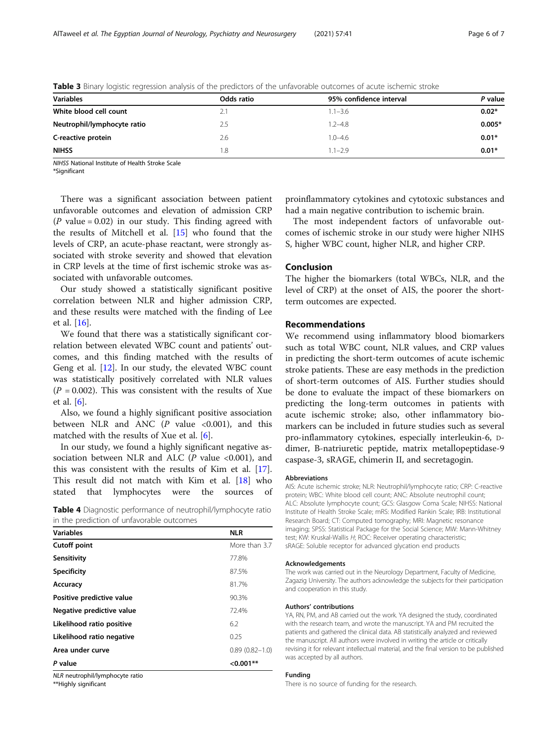**Table 3** Binary logistic regression analysis of the predictors of the unfavorable outcomes of acute ischemic stroke

| Variables | Odds ratio | 95% confidence interval | *P* value |
|---|---|---|---|
| **White blood cell count** | 2.1 | 1.1–3.6 | **0.02*** |
| **Neutrophil/lymphocyte ratio** | 2.5 | 1.2–4.8 | **0.005*** |
| **C-reactive protein** | 2.6 | 1.0–4.6 | **0.01*** |
| **NIHSS** | 1.8 | 1.1–2.9 | **0.01*** |

*NIHSS* National Institute of Health Stroke Scale
*Significant

There was a significant association between patient unfavorable outcomes and elevation of admission CRP ($P$ value = 0.02) in our study. This finding agreed with the results of Mitchell et al. [15] who found that the levels of CRP, an acute-phase reactant, were strongly associated with stroke severity and showed that elevation in CRP levels at the time of first ischemic stroke was associated with unfavorable outcomes.

Our study showed a statistically significant positive correlation between NLR and higher admission CRP, and these results were matched with the finding of Lee et al. [16].

We found that there was a statistically significant correlation between elevated WBC count and patients' outcomes, and this finding matched with the results of Geng et al. [12]. In our study, the elevated WBC count was statistically positively correlated with NLR values ($P$ = 0.002). This was consistent with the results of Xue et al. [6].

Also, we found a highly significant positive association between NLR and ANC ($P$ value <0.001), and this matched with the results of Xue et al. [6].

In our study, we found a highly significant negative association between NLR and ALC ($P$ value <0.001), and this was consistent with the results of Kim et al. [17]. This result did not match with Kim et al. [18] who stated that lymphocytes were the sources of proinflammatory cytokines and cytotoxic substances and had a main negative contribution to ischemic brain.

The most independent factors of unfavorable outcomes of ischemic stroke in our study were higher NIHSS, higher WBC count, higher NLR, and higher CRP.

**Table 4** Diagnostic performance of neutrophil/lymphocyte ratio in the prediction of unfavorable outcomes

| Variables | NLR |
|---|---|
| **Cutoff point** | More than 3.7 |
| **Sensitivity** | 77.8% |
| **Specificity** | 87.5% |
| **Accuracy** | 81.7% |
| **Positive predictive value** | 90.3% |
| **Negative predictive value** | 72.4% |
| **Likelihood ratio positive** | 6.2 |
| **Likelihood ratio negative** | 0.25 |
| **Area under curve** | 0.89 (0.82–1.0) |
| ***P* value** | **<0.001**** |

*NLR* neutrophil/lymphocyte ratio
**Highly significant

## Conclusion

The higher the biomarkers (total WBCs, NLR, and the level of CRP) at the onset of AIS, the poorer the short-term outcomes are expected.

## Recommendations

We recommend using inflammatory blood biomarkers such as total WBC count, NLR values, and CRP values in predicting the short-term outcomes of acute ischemic stroke patients. These are easy methods in the prediction of short-term outcomes of AIS. Further studies should be done to evaluate the impact of these biomarkers on predicting the long-term outcomes in patients with acute ischemic stroke; also, other inflammatory biomarkers can be included in future studies such as several pro-inflammatory cytokines, especially interleukin-6, D-dimer, B-natriuretic peptide, matrix metallopeptidase-9 caspase-3, sRAGE, chimerin II, and secretagogin.

#### Abbreviations

AIS: Acute ischemic stroke; NLR: Neutrophil/lymphocyte ratio; CRP: C-reactive protein; WBC: White blood cell count; ANC: Absolute neutrophil count; ALC: Absolute lymphocyte count; GCS: Glasgow Coma Scale; NIHSS: National Institute of Health Stroke Scale; mRS: Modified Rankin Scale; IRB: Institutional Research Board; CT: Computed tomography; MRI: Magnetic resonance imaging; SPSS: Statistical Package for the Social Science; MW: Mann-Whitney test; KW: Kruskal-Wallis $H$; ROC: Receiver operating characteristic; sRAGE: Soluble receptor for advanced glycation end products

#### Acknowledgements

The work was carried out in the Neurology Department, Faculty of Medicine, Zagazig University. The authors acknowledge the subjects for their participation and cooperation in this study.

#### Authors' contributions

YA, RN, PM, and AB carried out the work. YA designed the study, coordinated with the research team, and wrote the manuscript. YA and PM recruited the patients and gathered the clinical data. AB statistically analyzed and reviewed the manuscript. All authors were involved in writing the article or critically revising it for relevant intellectual material, and the final version to be published was accepted by all authors.

#### Funding

There is no source of funding for the research.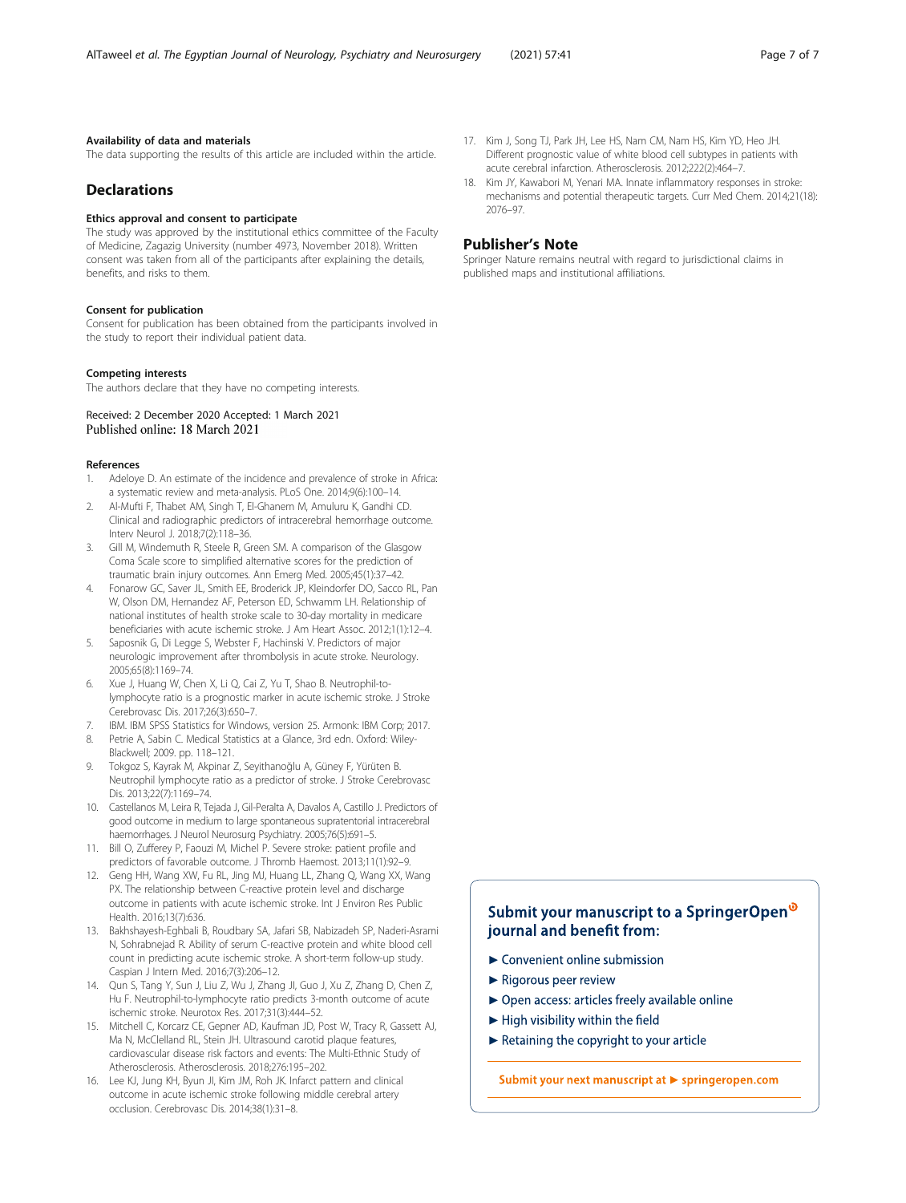#### Availability of data and materials

The data supporting the results of this article are included within the article.

## Declarations

#### Ethics approval and consent to participate

The study was approved by the institutional ethics committee of the Faculty of Medicine, Zagazig University (number 4973, November 2018). Written consent was taken from all of the participants after explaining the details, benefits, and risks to them.

#### Consent for publication

Consent for publication has been obtained from the participants involved in the study to report their individual patient data.

#### Competing interests

The authors declare that they have no competing interests.

Received: 2 December 2020 Accepted: 1 March 2021
Published online: 18 March 2021

#### References

1. Adeloye D. An estimate of the incidence and prevalence of stroke in Africa: a systematic review and meta-analysis. PLoS One. 2014;9(6):100–14.
2. Al-Mufti F, Thabet AM, Singh T, El-Ghanem M, Amuluru K, Gandhi CD. Clinical and radiographic predictors of intracerebral hemorrhage outcome. Interv Neurol J. 2018;7(2):118–36.
3. Gill M, Windemuth R, Steele R, Green SM. A comparison of the Glasgow Coma Scale score to simplified alternative scores for the prediction of traumatic brain injury outcomes. Ann Emerg Med. 2005;45(1):37–42.
4. Fonarow GC, Saver JL, Smith EE, Broderick JP, Kleindorfer DO, Sacco RL, Pan W, Olson DM, Hernandez AF, Peterson ED, Schwamm LH. Relationship of national institutes of health stroke scale to 30-day mortality in medicare beneficiaries with acute ischemic stroke. J Am Heart Assoc. 2012;1(1):12–4.
5. Saposnik G, Di Legge S, Webster F, Hachinski V. Predictors of major neurologic improvement after thrombolysis in acute stroke. Neurology. 2005;65(8):1169–74.
6. Xue J, Huang W, Chen X, Li Q, Cai Z, Yu T, Shao B. Neutrophil-to-lymphocyte ratio is a prognostic marker in acute ischemic stroke. J Stroke Cerebrovasc Dis. 2017;26(3):650–7.
7. IBM. IBM SPSS Statistics for Windows, version 25. Armonk: IBM Corp; 2017.
8. Petrie A, Sabin C. Medical Statistics at a Glance, 3rd edn. Oxford: Wiley-Blackwell; 2009. pp. 118–121.
9. Tokgoz S, Kayrak M, Akpinar Z, Seyithanoğlu A, Güney F, Yürüten B. Neutrophil lymphocyte ratio as a predictor of stroke. J Stroke Cerebrovasc Dis. 2013;22(7):1169–74.
10. Castellanos M, Leira R, Tejada J, Gil-Peralta A, Davalos A, Castillo J. Predictors of good outcome in medium to large spontaneous supratentorial intracerebral haemorrhages. J Neurol Neurosurg Psychiatry. 2005;76(5):691–5.
11. Bill O, Zufferey P, Faouzi M, Michel P. Severe stroke: patient profile and predictors of favorable outcome. J Thromb Haemost. 2013;11(1):92–9.
12. Geng HH, Wang XW, Fu RL, Jing MJ, Huang LL, Zhang Q, Wang XX, Wang PX. The relationship between C-reactive protein level and discharge outcome in patients with acute ischemic stroke. Int J Environ Res Public Health. 2016;13(7):636.
13. Bakhshayesh-Eghbali B, Roudbary SA, Jafari SB, Nabizadeh SP, Naderi-Asrami N, Sohrabnejad R. Ability of serum C-reactive protein and white blood cell count in predicting acute ischemic stroke. A short-term follow-up study. Caspian J Intern Med. 2016;7(3):206–12.
14. Qun S, Tang Y, Sun J, Liu Z, Wu J, Zhang JI, Guo J, Xu Z, Zhang D, Chen Z, Hu F. Neutrophil-to-lymphocyte ratio predicts 3-month outcome of acute ischemic stroke. Neurotox Res. 2017;31(3):444–52.
15. Mitchell C, Korcarz CE, Gepner AD, Kaufman JD, Post W, Tracy R, Gassett AJ, Ma N, McClelland RL, Stein JH. Ultrasound carotid plaque features, cardiovascular disease risk factors and events: The Multi-Ethnic Study of Atherosclerosis. Atherosclerosis. 2018;276:195–202.
16. Lee KJ, Jung KH, Byun JI, Kim JM, Roh JK. Infarct pattern and clinical outcome in acute ischemic stroke following middle cerebral artery occlusion. Cerebrovasc Dis. 2014;38(1):31–8.
17. Kim J, Song TJ, Park JH, Lee HS, Nam CM, Nam HS, Kim YD, Heo JH. Different prognostic value of white blood cell subtypes in patients with acute cerebral infarction. Atherosclerosis. 2012;222(2):464–7.
18. Kim JY, Kawabori M, Yenari MA. Innate inflammatory responses in stroke: mechanisms and potential therapeutic targets. Curr Med Chem. 2014;21(18):2076–97.

## Publisher's Note

Springer Nature remains neutral with regard to jurisdictional claims in published maps and institutional affiliations.

**Submit your manuscript to a SpringerOpen journal and benefit from:**

- ► Convenient online submission
- ► Rigorous peer review
- ► Open access: articles freely available online
- ► High visibility within the field
- ► Retaining the copyright to your article

**Submit your next manuscript at ► springeropen.com**